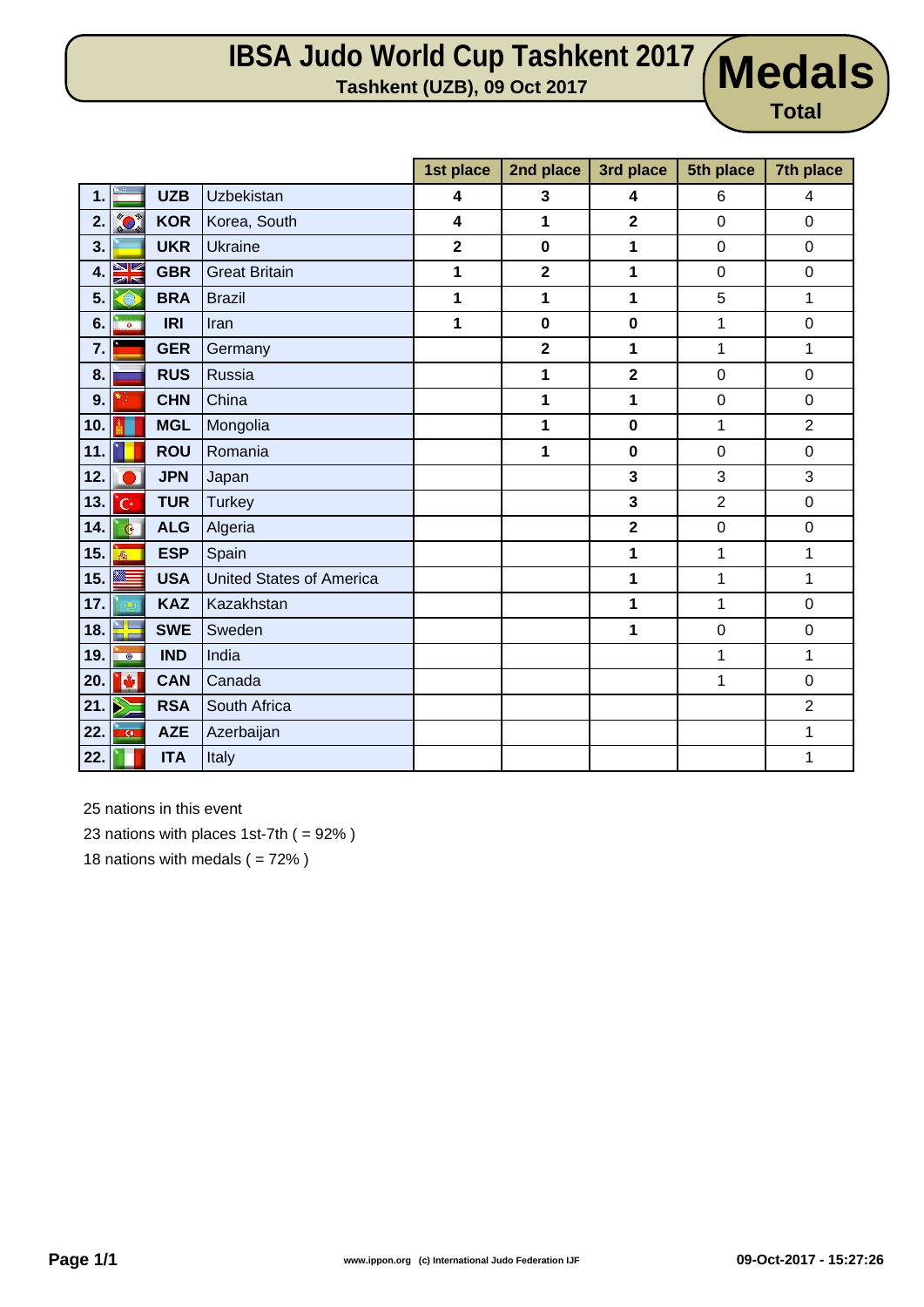# IBSA Judo World Cup Tashkent 2017

**Tashkent (UZB), 09 Oct 2017**

**Medals**
**Total**

| | | | | 1st place | 2nd place | 3rd place | 5th place | 7th place |
|---|---|---|---|---|---|---|---|---|
| 1. | | UZB | Uzbekistan | 4 | 3 | 4 | 6 | 4 |
| 2. | | KOR | Korea, South | 4 | 1 | 2 | 0 | 0 |
| 3. | | UKR | Ukraine | 2 | 0 | 1 | 0 | 0 |
| 4. | | GBR | Great Britain | 1 | 2 | 1 | 0 | 0 |
| 5. | | BRA | Brazil | 1 | 1 | 1 | 5 | 1 |
| 6. | | IRI | Iran | 1 | 0 | 0 | 1 | 0 |
| 7. | | GER | Germany | | 2 | 1 | 1 | 1 |
| 8. | | RUS | Russia | | 1 | 2 | 0 | 0 |
| 9. | | CHN | China | | 1 | 1 | 0 | 0 |
| 10. | | MGL | Mongolia | | 1 | 0 | 1 | 2 |
| 11. | | ROU | Romania | | 1 | 0 | 0 | 0 |
| 12. | | JPN | Japan | | | 3 | 3 | 3 |
| 13. | | TUR | Turkey | | | 3 | 2 | 0 |
| 14. | | ALG | Algeria | | | 2 | 0 | 0 |
| 15. | | ESP | Spain | | | 1 | 1 | 1 |
| 15. | | USA | United States of America | | | 1 | 1 | 1 |
| 17. | | KAZ | Kazakhstan | | | 1 | 1 | 0 |
| 18. | | SWE | Sweden | | | 1 | 0 | 0 |
| 19. | | IND | India | | | | 1 | 1 |
| 20. | | CAN | Canada | | | | 1 | 0 |
| 21. | | RSA | South Africa | | | | | 2 |
| 22. | | AZE | Azerbaijan | | | | | 1 |
| 22. | | ITA | Italy | | | | | 1 |

25 nations in this event

23 nations with places 1st-7th ( = 92% )

18 nations with medals ( = 72% )

www.ippon.org (c) International Judo Federation IJF

09-Oct-2017 - 15:27:26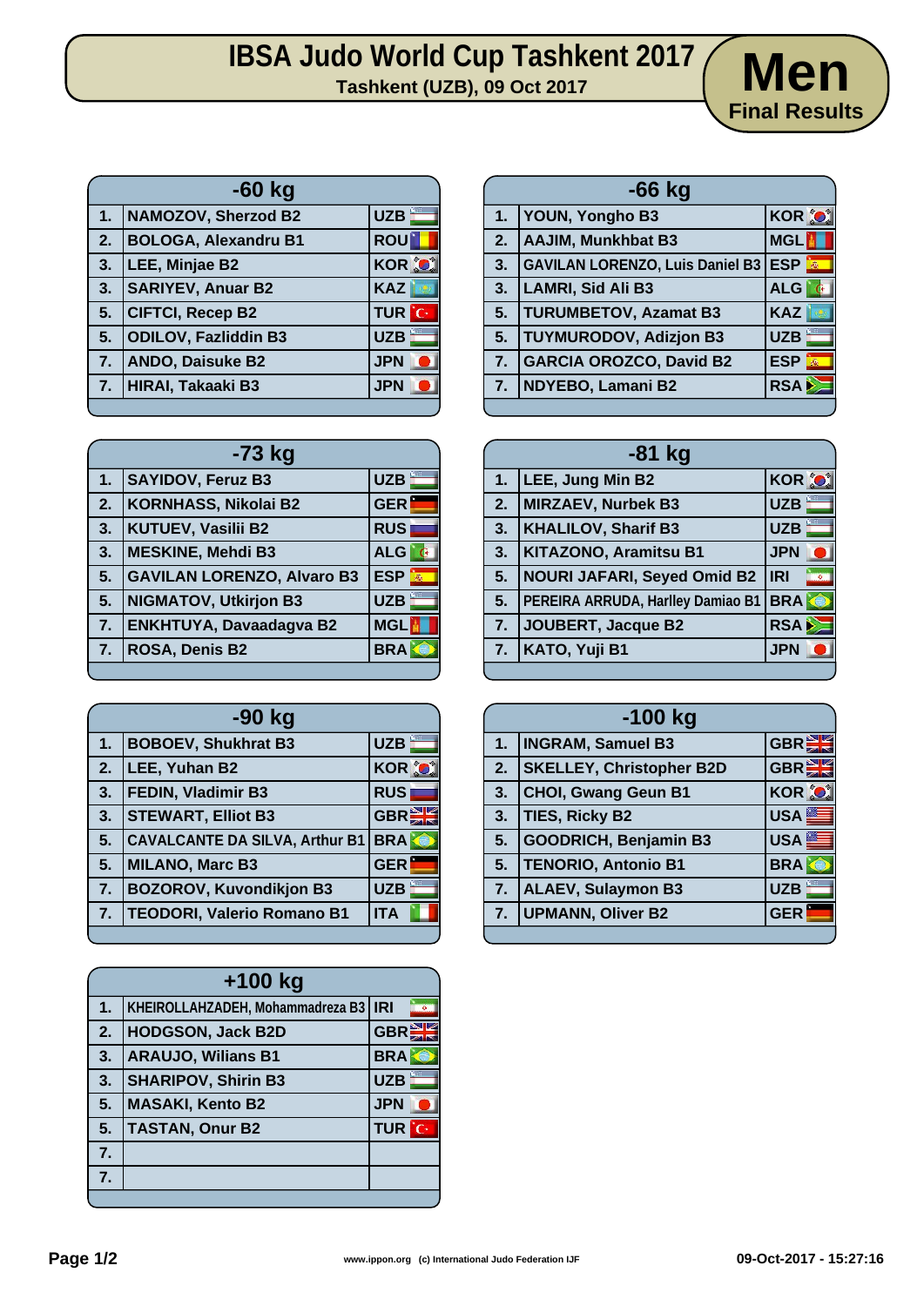# IBSA Judo World Cup Tashkent 2017

**Tashkent (UZB), 09 Oct 2017**

## Men – Final Results

### -60 kg

| Rank | Name | Country |
|---|---|---|
| 1. | NAMOZOV, Sherzod B2 | UZB |
| 2. | BOLOGA, Alexandru B1 | ROU |
| 3. | LEE, Minjae B2 | KOR |
| 3. | SARIYEV, Anuar B2 | KAZ |
| 5. | CIFTCI, Recep B2 | TUR |
| 5. | ODILOV, Fazliddin B3 | UZB |
| 7. | ANDO, Daisuke B2 | JPN |
| 7. | HIRAI, Takaaki B3 | JPN |

### -66 kg

| Rank | Name | Country |
|---|---|---|
| 1. | YOUN, Yongho B3 | KOR |
| 2. | AAJIM, Munkhbat B3 | MGL |
| 3. | GAVILAN LORENZO, Luis Daniel B3 | ESP |
| 3. | LAMRI, Sid Ali B3 | ALG |
| 5. | TURUMBETOV, Azamat B3 | KAZ |
| 5. | TUYMURODOV, Adizjon B3 | UZB |
| 7. | GARCIA OROZCO, David B2 | ESP |
| 7. | NDYEBO, Lamani B2 | RSA |

### -73 kg

| Rank | Name | Country |
|---|---|---|
| 1. | SAYIDOV, Feruz B3 | UZB |
| 2. | KORNHASS, Nikolai B2 | GER |
| 3. | KUTUEV, Vasilii B2 | RUS |
| 3. | MESKINE, Mehdi B3 | ALG |
| 5. | GAVILAN LORENZO, Alvaro B3 | ESP |
| 5. | NIGMATOV, Utkirjon B3 | UZB |
| 7. | ENKHTUYA, Davaadagva B2 | MGL |
| 7. | ROSA, Denis B2 | BRA |

### -81 kg

| Rank | Name | Country |
|---|---|---|
| 1. | LEE, Jung Min B2 | KOR |
| 2. | MIRZAEV, Nurbek B3 | UZB |
| 3. | KHALILOV, Sharif B3 | UZB |
| 3. | KITAZONO, Aramitsu B1 | JPN |
| 5. | NOURI JAFARI, Seyed Omid B2 | IRI |
| 5. | PEREIRA ARRUDA, Harlley Damiao B1 | BRA |
| 7. | JOUBERT, Jacque B2 | RSA |
| 7. | KATO, Yuji B1 | JPN |

### -90 kg

| Rank | Name | Country |
|---|---|---|
| 1. | BOBOEV, Shukhrat B3 | UZB |
| 2. | LEE, Yuhan B2 | KOR |
| 3. | FEDIN, Vladimir B3 | RUS |
| 3. | STEWART, Elliot B3 | GBR |
| 5. | CAVALCANTE DA SILVA, Arthur B1 | BRA |
| 5. | MILANO, Marc B3 | GER |
| 7. | BOZOROV, Kuvondikjon B3 | UZB |
| 7. | TEODORI, Valerio Romano B1 | ITA |

### -100 kg

| Rank | Name | Country |
|---|---|---|
| 1. | INGRAM, Samuel B3 | GBR |
| 2. | SKELLEY, Christopher B2D | GBR |
| 3. | CHOI, Gwang Geun B1 | KOR |
| 3. | TIES, Ricky B2 | USA |
| 5. | GOODRICH, Benjamin B3 | USA |
| 5. | TENORIO, Antonio B1 | BRA |
| 7. | ALAEV, Sulaymon B3 | UZB |
| 7. | UPMANN, Oliver B2 | GER |

### +100 kg

| Rank | Name | Country |
|---|---|---|
| 1. | KHEIROLLAHZADEH, Mohammadreza B3 | IRI |
| 2. | HODGSON, Jack B2D | GBR |
| 3. | ARAUJO, Wilians B1 | BRA |
| 3. | SHARIPOV, Shirin B3 | UZB |
| 5. | MASAKI, Kento B2 | JPN |
| 5. | TASTAN, Onur B2 | TUR |
| 7. | | |
| 7. | | |

www.ippon.org (c) International Judo Federation IJF

09-Oct-2017 - 15:27:16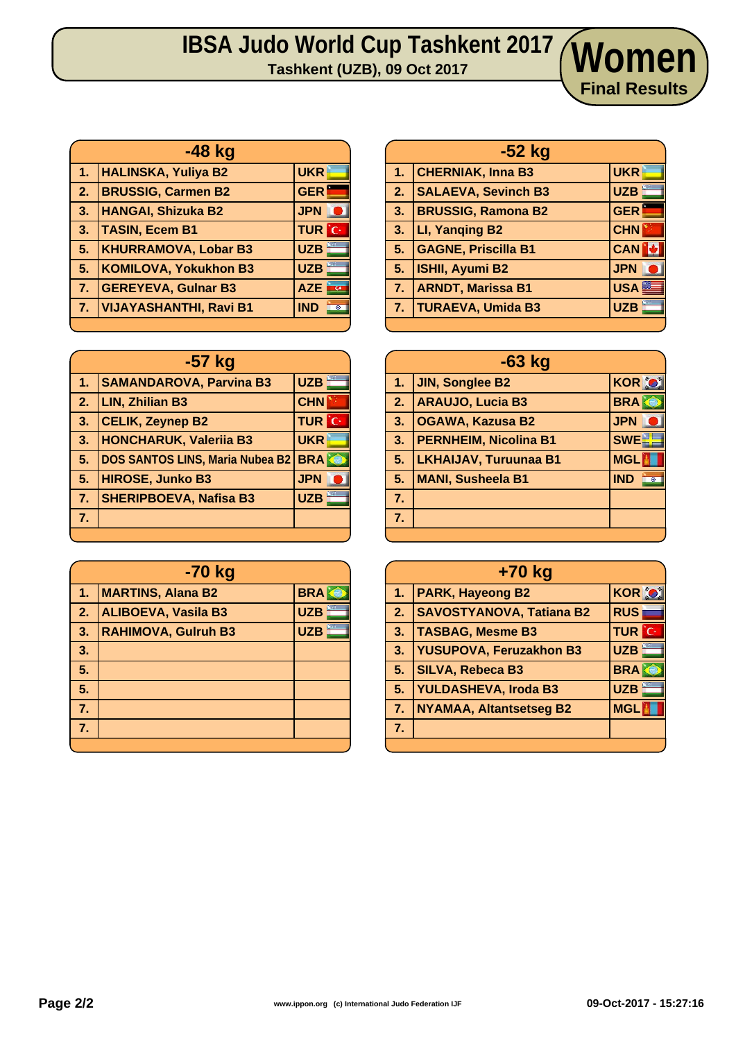# IBSA Judo World Cup Tashkent 2017

**Tashkent (UZB), 09 Oct 2017**

## Women

**Final Results**

| -48 kg | | |
|---|---|---|
| 1. | HALINSKA, Yuliya B2 | UKR |
| 2. | BRUSSIG, Carmen B2 | GER |
| 3. | HANGAI, Shizuka B2 | JPN |
| 3. | TASIN, Ecem B1 | TUR |
| 5. | KHURRAMOVA, Lobar B3 | UZB |
| 5. | KOMILOVA, Yokukhon B3 | UZB |
| 7. | GEREYEVA, Gulnar B3 | AZE |
| 7. | VIJAYASHANTHI, Ravi B1 | IND |

| -52 kg | | |
|---|---|---|
| 1. | CHERNIAK, Inna B3 | UKR |
| 2. | SALAEVA, Sevinch B3 | UZB |
| 3. | BRUSSIG, Ramona B2 | GER |
| 3. | LI, Yanqing B2 | CHN |
| 5. | GAGNE, Priscilla B1 | CAN |
| 5. | ISHII, Ayumi B2 | JPN |
| 7. | ARNDT, Marissa B1 | USA |
| 7. | TURAEVA, Umida B3 | UZB |

| -57 kg | | |
|---|---|---|
| 1. | SAMANDAROVA, Parvina B3 | UZB |
| 2. | LIN, Zhilian B3 | CHN |
| 3. | CELIK, Zeynep B2 | TUR |
| 3. | HONCHARUK, Valeriia B3 | UKR |
| 5. | DOS SANTOS LINS, Maria Nubea B2 | BRA |
| 5. | HIROSE, Junko B3 | JPN |
| 7. | SHERIPBOEVA, Nafisa B3 | UZB |
| 7. | | |

| -63 kg | | |
|---|---|---|
| 1. | JIN, Songlee B2 | KOR |
| 2. | ARAUJO, Lucia B3 | BRA |
| 3. | OGAWA, Kazusa B2 | JPN |
| 3. | PERNHEIM, Nicolina B1 | SWE |
| 5. | LKHAIJAV, Turuunaa B1 | MGL |
| 5. | MANI, Susheela B1 | IND |
| 7. | | |
| 7. | | |

| -70 kg | | |
|---|---|---|
| 1. | MARTINS, Alana B2 | BRA |
| 2. | ALIBOEVA, Vasila B3 | UZB |
| 3. | RAHIMOVA, Gulruh B3 | UZB |
| 3. | | |
| 5. | | |
| 5. | | |
| 7. | | |
| 7. | | |

| +70 kg | | |
|---|---|---|
| 1. | PARK, Hayeong B2 | KOR |
| 2. | SAVOSTYANOVA, Tatiana B2 | RUS |
| 3. | TASBAG, Mesme B3 | TUR |
| 3. | YUSUPOVA, Feruzakhon B3 | UZB |
| 5. | SILVA, Rebeca B3 | BRA |
| 5. | YULDASHEVA, Iroda B3 | UZB |
| 7. | NYAMAA, Altantsetseg B2 | MGL |
| 7. | | |

www.ippon.org (c) International Judo Federation IJF

09-Oct-2017 - 15:27:16